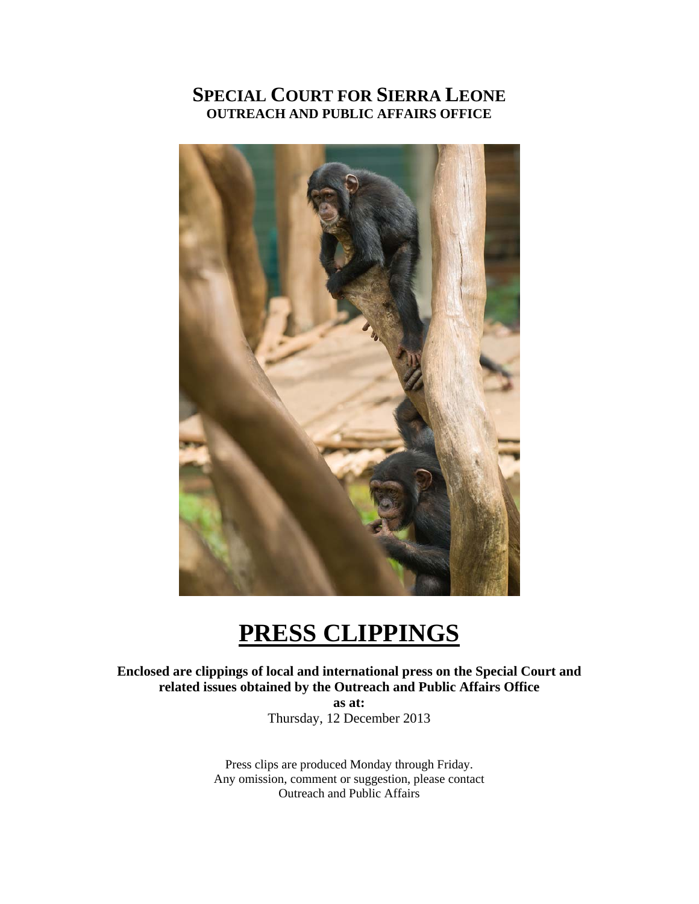# SPECIAL COURT FOR SIERRA LEONE
## OUTREACH AND PUBLIC AFFAIRS OFFICE

# PRESS CLIPPINGS

**Enclosed are clippings of local and international press on the Special Court and related issues obtained by the Outreach and Public Affairs Office**

**as at:**

Thursday, 12 December 2013

Press clips are produced Monday through Friday.
Any omission, comment or suggestion, please contact
Outreach and Public Affairs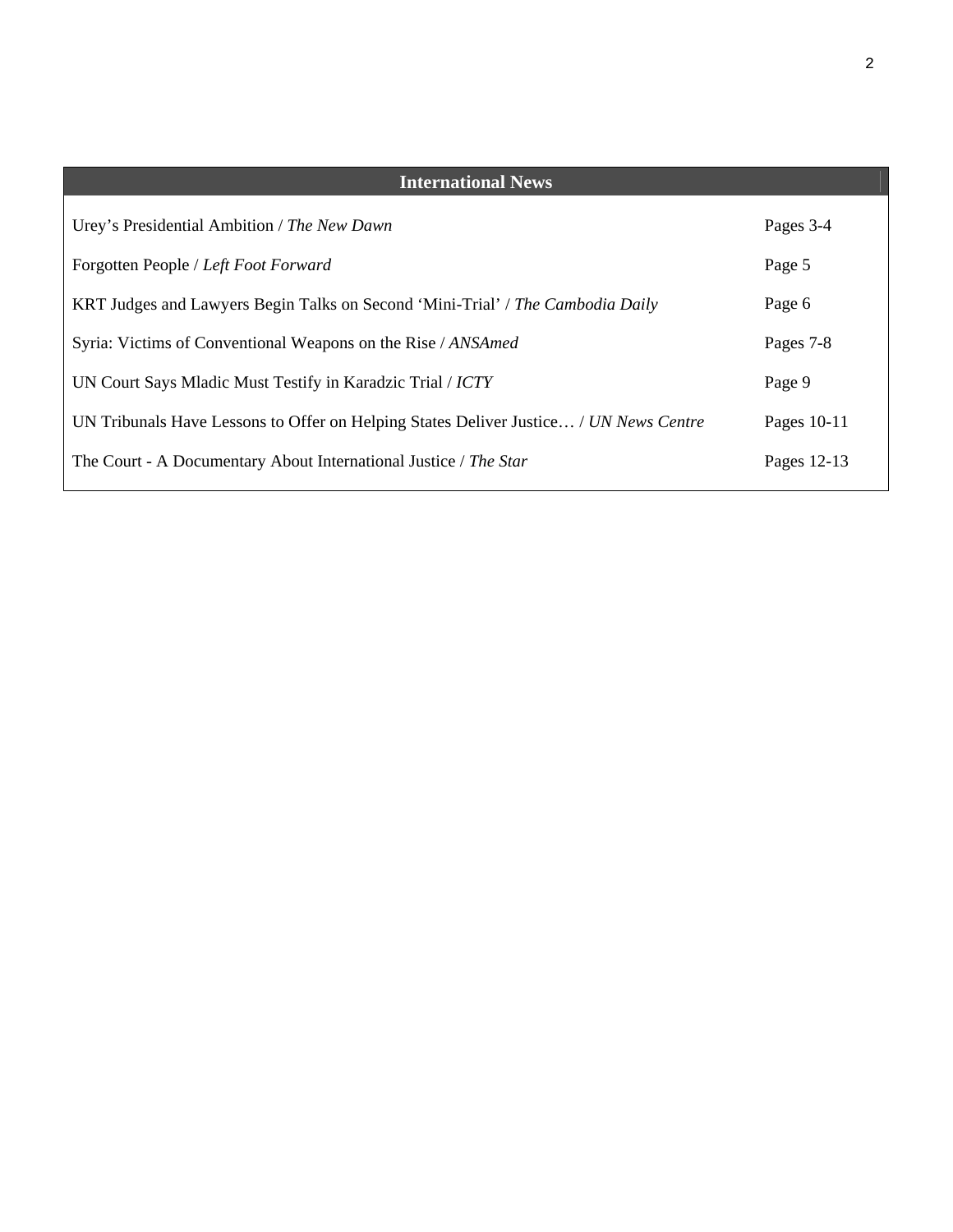| International News | |
|---|---|
| Urey’s Presidential Ambition / *The New Dawn* | Pages 3-4 |
| Forgotten People / *Left Foot Forward* | Page 5 |
| KRT Judges and Lawyers Begin Talks on Second ‘Mini-Trial’ / *The Cambodia Daily* | Page 6 |
| Syria: Victims of Conventional Weapons on the Rise / *ANSAmed* | Pages 7-8 |
| UN Court Says Mladic Must Testify in Karadzic Trial / *ICTY* | Page 9 |
| UN Tribunals Have Lessons to Offer on Helping States Deliver Justice… / *UN News Centre* | Pages 10-11 |
| The Court - A Documentary About International Justice / *The Star* | Pages 12-13 |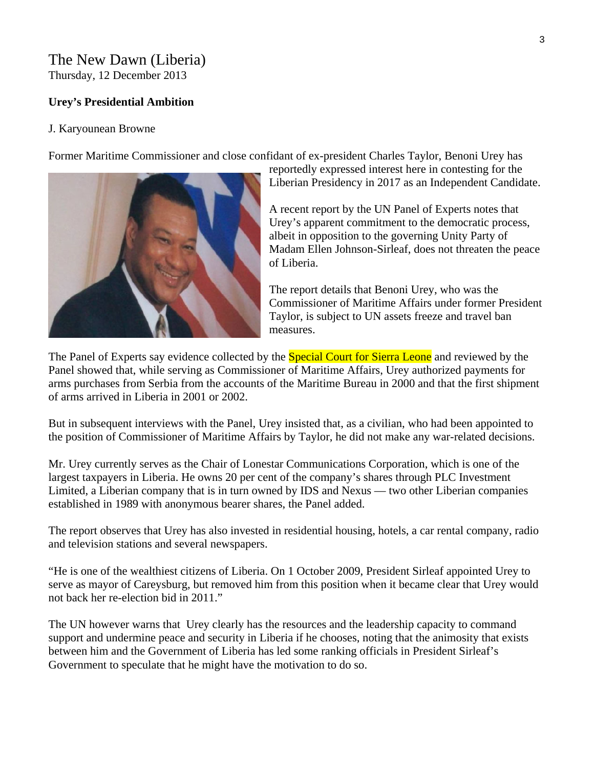The New Dawn (Liberia)
Thursday, 12 December 2013

**Urey's Presidential Ambition**

J. Karyounean Browne

Former Maritime Commissioner and close confidant of ex-president Charles Taylor, Benoni Urey has reportedly expressed interest here in contesting for the Liberian Presidency in 2017 as an Independent Candidate.

A recent report by the UN Panel of Experts notes that Urey's apparent commitment to the democratic process, albeit in opposition to the governing Unity Party of Madam Ellen Johnson-Sirleaf, does not threaten the peace of Liberia.

The report details that Benoni Urey, who was the Commissioner of Maritime Affairs under former President Taylor, is subject to UN assets freeze and travel ban measures.

The Panel of Experts say evidence collected by the Special Court for Sierra Leone and reviewed by the Panel showed that, while serving as Commissioner of Maritime Affairs, Urey authorized payments for arms purchases from Serbia from the accounts of the Maritime Bureau in 2000 and that the first shipment of arms arrived in Liberia in 2001 or 2002.

But in subsequent interviews with the Panel, Urey insisted that, as a civilian, who had been appointed to the position of Commissioner of Maritime Affairs by Taylor, he did not make any war-related decisions.

Mr. Urey currently serves as the Chair of Lonestar Communications Corporation, which is one of the largest taxpayers in Liberia. He owns 20 per cent of the company's shares through PLC Investment Limited, a Liberian company that is in turn owned by IDS and Nexus — two other Liberian companies established in 1989 with anonymous bearer shares, the Panel added.

The report observes that Urey has also invested in residential housing, hotels, a car rental company, radio and television stations and several newspapers.

"He is one of the wealthiest citizens of Liberia. On 1 October 2009, President Sirleaf appointed Urey to serve as mayor of Careysburg, but removed him from this position when it became clear that Urey would not back her re-election bid in 2011."

The UN however warns that Urey clearly has the resources and the leadership capacity to command support and undermine peace and security in Liberia if he chooses, noting that the animosity that exists between him and the Government of Liberia has led some ranking officials in President Sirleaf's Government to speculate that he might have the motivation to do so.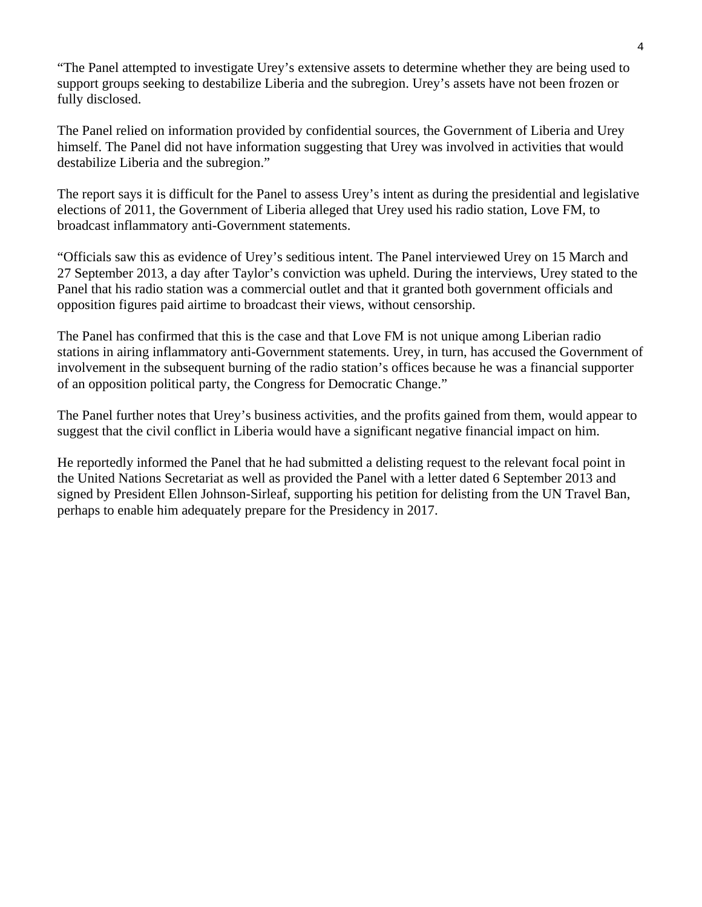"The Panel attempted to investigate Urey's extensive assets to determine whether they are being used to support groups seeking to destabilize Liberia and the subregion. Urey's assets have not been frozen or fully disclosed.

The Panel relied on information provided by confidential sources, the Government of Liberia and Urey himself. The Panel did not have information suggesting that Urey was involved in activities that would destabilize Liberia and the subregion."

The report says it is difficult for the Panel to assess Urey's intent as during the presidential and legislative elections of 2011, the Government of Liberia alleged that Urey used his radio station, Love FM, to broadcast inflammatory anti-Government statements.

"Officials saw this as evidence of Urey's seditious intent. The Panel interviewed Urey on 15 March and 27 September 2013, a day after Taylor's conviction was upheld. During the interviews, Urey stated to the Panel that his radio station was a commercial outlet and that it granted both government officials and opposition figures paid airtime to broadcast their views, without censorship.

The Panel has confirmed that this is the case and that Love FM is not unique among Liberian radio stations in airing inflammatory anti-Government statements. Urey, in turn, has accused the Government of involvement in the subsequent burning of the radio station's offices because he was a financial supporter of an opposition political party, the Congress for Democratic Change."

The Panel further notes that Urey's business activities, and the profits gained from them, would appear to suggest that the civil conflict in Liberia would have a significant negative financial impact on him.

He reportedly informed the Panel that he had submitted a delisting request to the relevant focal point in the United Nations Secretariat as well as provided the Panel with a letter dated 6 September 2013 and signed by President Ellen Johnson-Sirleaf, supporting his petition for delisting from the UN Travel Ban, perhaps to enable him adequately prepare for the Presidency in 2017.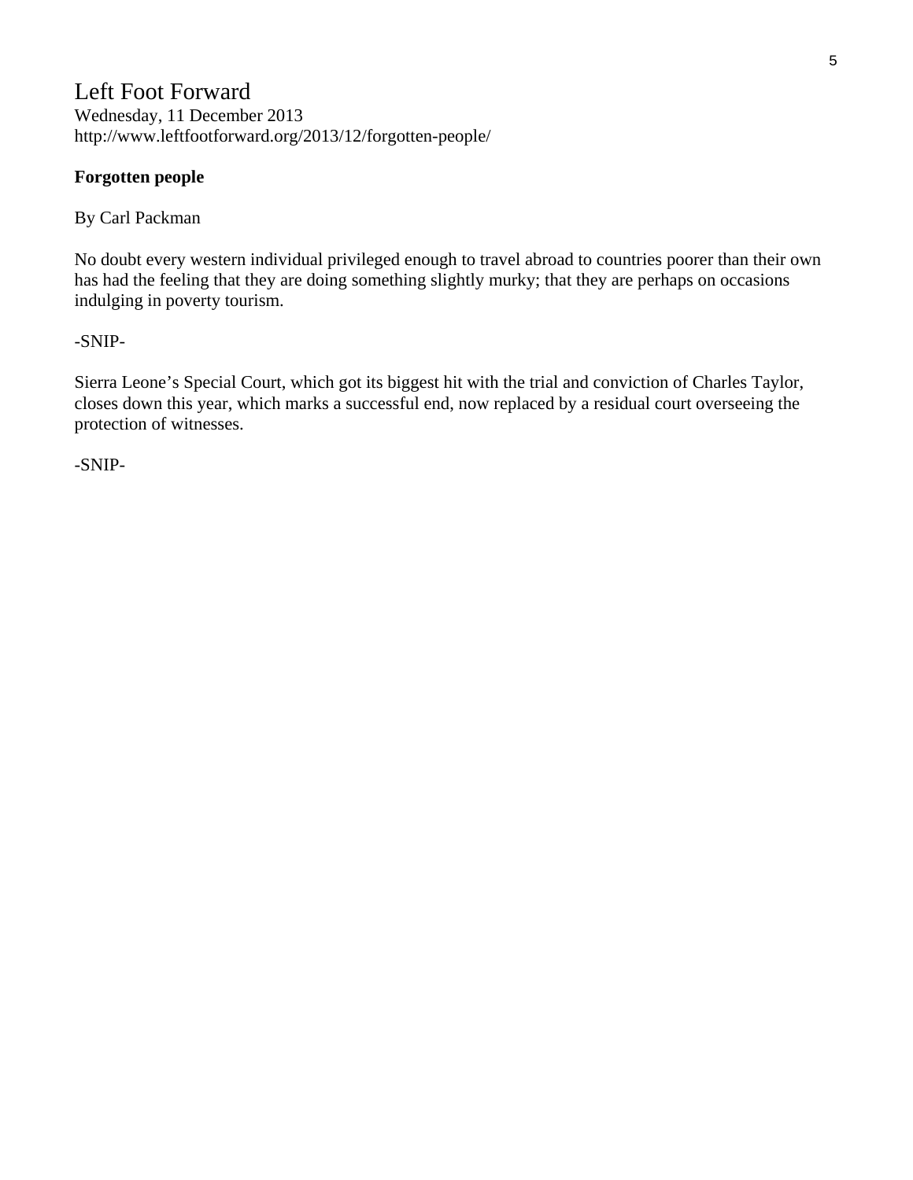# Left Foot Forward

Wednesday, 11 December 2013
http://www.leftfootforward.org/2013/12/forgotten-people/

**Forgotten people**

By Carl Packman

No doubt every western individual privileged enough to travel abroad to countries poorer than their own has had the feeling that they are doing something slightly murky; that they are perhaps on occasions indulging in poverty tourism.

-SNIP-

Sierra Leone's Special Court, which got its biggest hit with the trial and conviction of Charles Taylor, closes down this year, which marks a successful end, now replaced by a residual court overseeing the protection of witnesses.

-SNIP-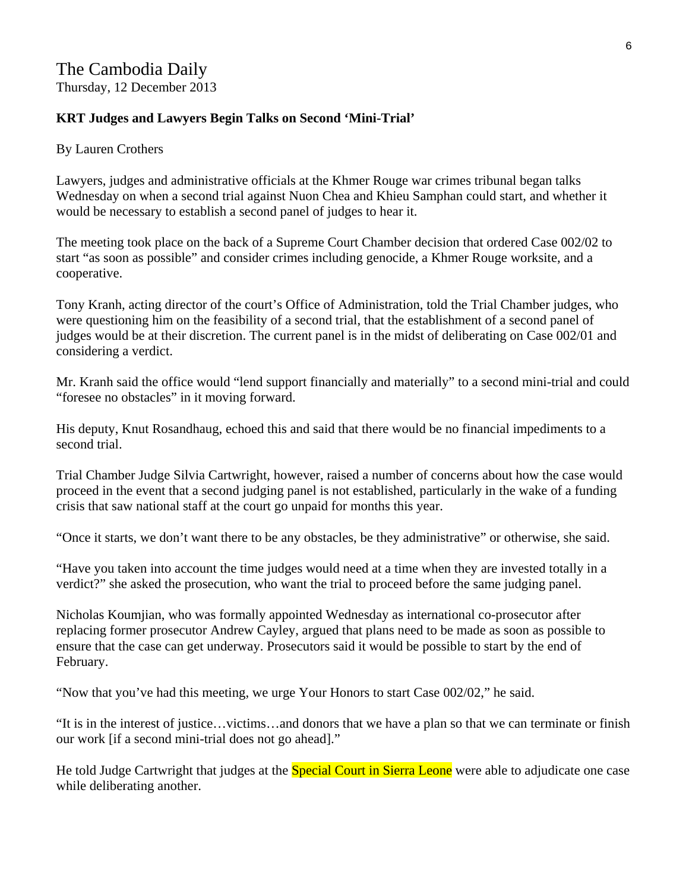The Cambodia Daily

Thursday, 12 December 2013

**KRT Judges and Lawyers Begin Talks on Second 'Mini-Trial'**

By Lauren Crothers

Lawyers, judges and administrative officials at the Khmer Rouge war crimes tribunal began talks Wednesday on when a second trial against Nuon Chea and Khieu Samphan could start, and whether it would be necessary to establish a second panel of judges to hear it.

The meeting took place on the back of a Supreme Court Chamber decision that ordered Case 002/02 to start "as soon as possible" and consider crimes including genocide, a Khmer Rouge worksite, and a cooperative.

Tony Kranh, acting director of the court's Office of Administration, told the Trial Chamber judges, who were questioning him on the feasibility of a second trial, that the establishment of a second panel of judges would be at their discretion. The current panel is in the midst of deliberating on Case 002/01 and considering a verdict.

Mr. Kranh said the office would "lend support financially and materially" to a second mini-trial and could "foresee no obstacles" in it moving forward.

His deputy, Knut Rosandhaug, echoed this and said that there would be no financial impediments to a second trial.

Trial Chamber Judge Silvia Cartwright, however, raised a number of concerns about how the case would proceed in the event that a second judging panel is not established, particularly in the wake of a funding crisis that saw national staff at the court go unpaid for months this year.

"Once it starts, we don't want there to be any obstacles, be they administrative" or otherwise, she said.

"Have you taken into account the time judges would need at a time when they are invested totally in a verdict?" she asked the prosecution, who want the trial to proceed before the same judging panel.

Nicholas Koumjian, who was formally appointed Wednesday as international co-prosecutor after replacing former prosecutor Andrew Cayley, argued that plans need to be made as soon as possible to ensure that the case can get underway. Prosecutors said it would be possible to start by the end of February.

"Now that you've had this meeting, we urge Your Honors to start Case 002/02," he said.

"It is in the interest of justice…victims…and donors that we have a plan so that we can terminate or finish our work [if a second mini-trial does not go ahead]."

He told Judge Cartwright that judges at the Special Court in Sierra Leone were able to adjudicate one case while deliberating another.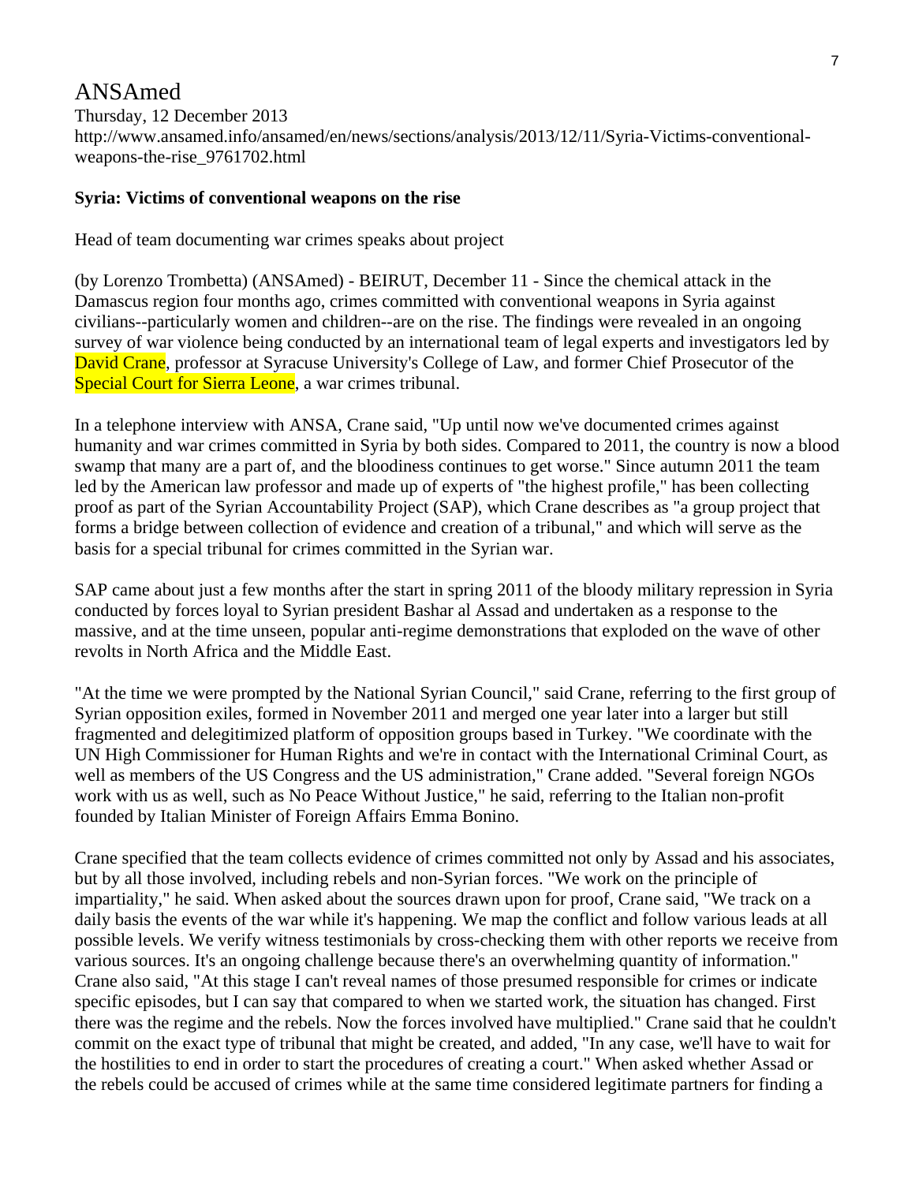# ANSAmed

Thursday, 12 December 2013

http://www.ansamed.info/ansamed/en/news/sections/analysis/2013/12/11/Syria-Victims-conventional-weapons-the-rise_9761702.html

**Syria: Victims of conventional weapons on the rise**

Head of team documenting war crimes speaks about project

(by Lorenzo Trombetta) (ANSAmed) - BEIRUT, December 11 - Since the chemical attack in the Damascus region four months ago, crimes committed with conventional weapons in Syria against civilians--particularly women and children--are on the rise. The findings were revealed in an ongoing survey of war violence being conducted by an international team of legal experts and investigators led by David Crane, professor at Syracuse University's College of Law, and former Chief Prosecutor of the Special Court for Sierra Leone, a war crimes tribunal.

In a telephone interview with ANSA, Crane said, "Up until now we've documented crimes against humanity and war crimes committed in Syria by both sides. Compared to 2011, the country is now a blood swamp that many are a part of, and the bloodiness continues to get worse." Since autumn 2011 the team led by the American law professor and made up of experts of "the highest profile," has been collecting proof as part of the Syrian Accountability Project (SAP), which Crane describes as "a group project that forms a bridge between collection of evidence and creation of a tribunal," and which will serve as the basis for a special tribunal for crimes committed in the Syrian war.

SAP came about just a few months after the start in spring 2011 of the bloody military repression in Syria conducted by forces loyal to Syrian president Bashar al Assad and undertaken as a response to the massive, and at the time unseen, popular anti-regime demonstrations that exploded on the wave of other revolts in North Africa and the Middle East.

"At the time we were prompted by the National Syrian Council," said Crane, referring to the first group of Syrian opposition exiles, formed in November 2011 and merged one year later into a larger but still fragmented and delegitimized platform of opposition groups based in Turkey. "We coordinate with the UN High Commissioner for Human Rights and we're in contact with the International Criminal Court, as well as members of the US Congress and the US administration," Crane added. "Several foreign NGOs work with us as well, such as No Peace Without Justice," he said, referring to the Italian non-profit founded by Italian Minister of Foreign Affairs Emma Bonino.

Crane specified that the team collects evidence of crimes committed not only by Assad and his associates, but by all those involved, including rebels and non-Syrian forces. "We work on the principle of impartiality," he said. When asked about the sources drawn upon for proof, Crane said, "We track on a daily basis the events of the war while it's happening. We map the conflict and follow various leads at all possible levels. We verify witness testimonials by cross-checking them with other reports we receive from various sources. It's an ongoing challenge because there's an overwhelming quantity of information." Crane also said, "At this stage I can't reveal names of those presumed responsible for crimes or indicate specific episodes, but I can say that compared to when we started work, the situation has changed. First there was the regime and the rebels. Now the forces involved have multiplied." Crane said that he couldn't commit on the exact type of tribunal that might be created, and added, "In any case, we'll have to wait for the hostilities to end in order to start the procedures of creating a court." When asked whether Assad or the rebels could be accused of crimes while at the same time considered legitimate partners for finding a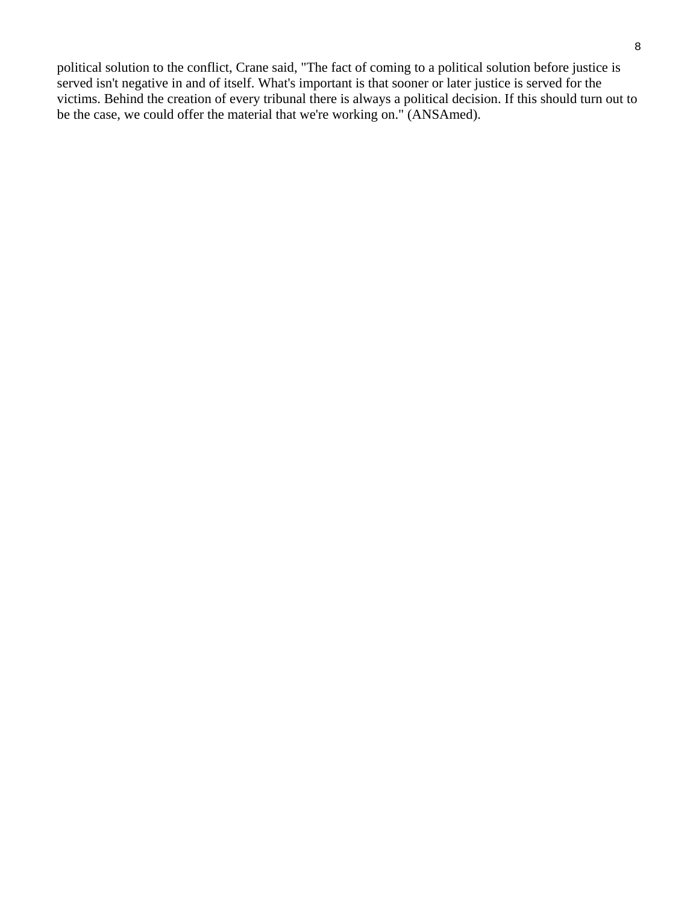political solution to the conflict, Crane said, "The fact of coming to a political solution before justice is served isn't negative in and of itself. What's important is that sooner or later justice is served for the victims. Behind the creation of every tribunal there is always a political decision. If this should turn out to be the case, we could offer the material that we're working on." (ANSAmed).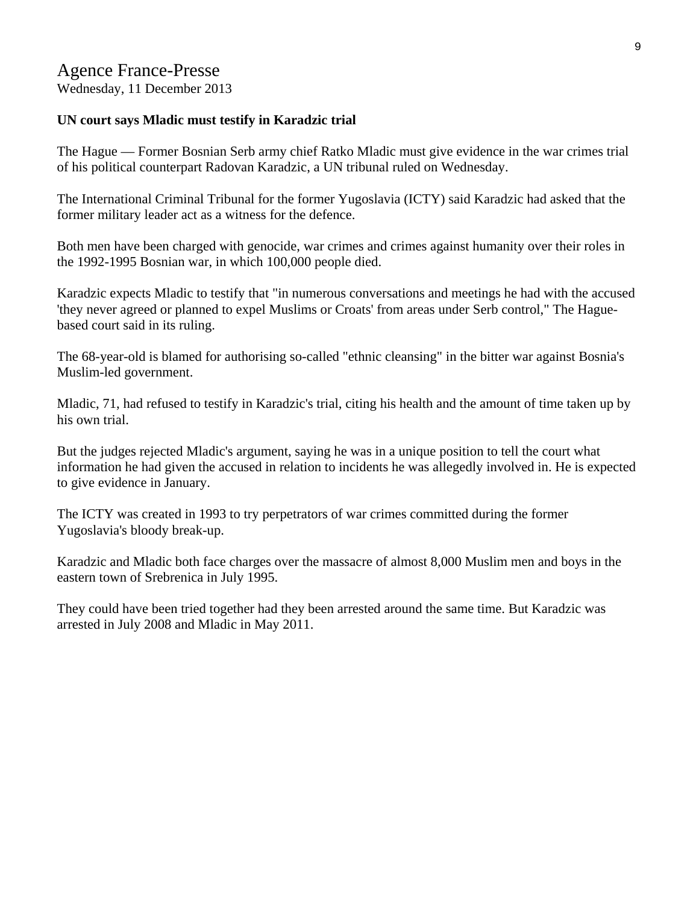Agence France-Presse
Wednesday, 11 December 2013

**UN court says Mladic must testify in Karadzic trial**

The Hague — Former Bosnian Serb army chief Ratko Mladic must give evidence in the war crimes trial of his political counterpart Radovan Karadzic, a UN tribunal ruled on Wednesday.

The International Criminal Tribunal for the former Yugoslavia (ICTY) said Karadzic had asked that the former military leader act as a witness for the defence.

Both men have been charged with genocide, war crimes and crimes against humanity over their roles in the 1992-1995 Bosnian war, in which 100,000 people died.

Karadzic expects Mladic to testify that "in numerous conversations and meetings he had with the accused 'they never agreed or planned to expel Muslims or Croats' from areas under Serb control," The Hague-based court said in its ruling.

The 68-year-old is blamed for authorising so-called "ethnic cleansing" in the bitter war against Bosnia's Muslim-led government.

Mladic, 71, had refused to testify in Karadzic's trial, citing his health and the amount of time taken up by his own trial.

But the judges rejected Mladic's argument, saying he was in a unique position to tell the court what information he had given the accused in relation to incidents he was allegedly involved in. He is expected to give evidence in January.

The ICTY was created in 1993 to try perpetrators of war crimes committed during the former Yugoslavia's bloody break-up.

Karadzic and Mladic both face charges over the massacre of almost 8,000 Muslim men and boys in the eastern town of Srebrenica in July 1995.

They could have been tried together had they been arrested around the same time. But Karadzic was arrested in July 2008 and Mladic in May 2011.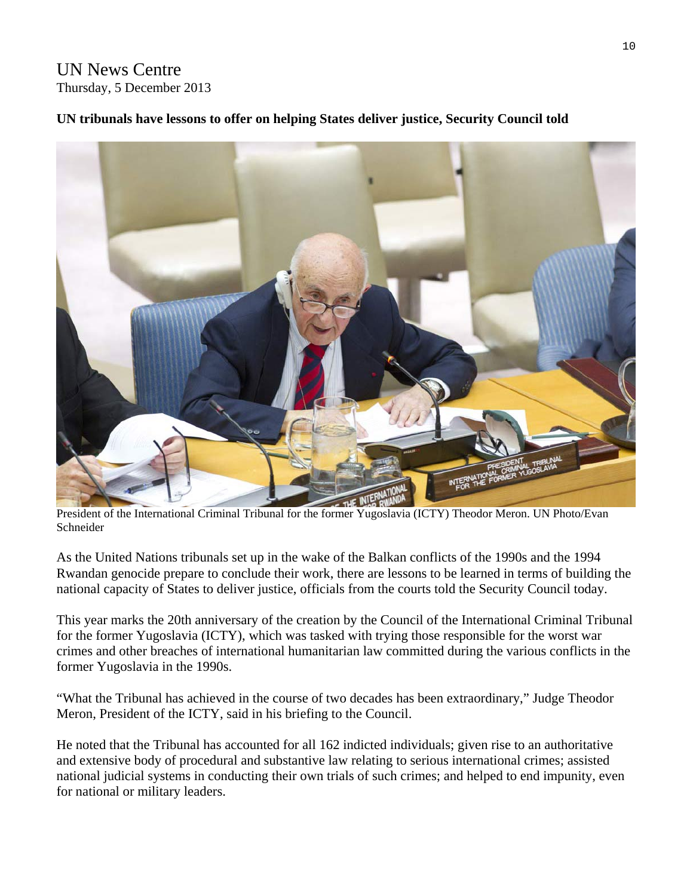UN News Centre
Thursday, 5 December 2013

**UN tribunals have lessons to offer on helping States deliver justice, Security Council told**

President of the International Criminal Tribunal for the former Yugoslavia (ICTY) Theodor Meron. UN Photo/Evan Schneider

As the United Nations tribunals set up in the wake of the Balkan conflicts of the 1990s and the 1994 Rwandan genocide prepare to conclude their work, there are lessons to be learned in terms of building the national capacity of States to deliver justice, officials from the courts told the Security Council today.

This year marks the 20th anniversary of the creation by the Council of the International Criminal Tribunal for the former Yugoslavia (ICTY), which was tasked with trying those responsible for the worst war crimes and other breaches of international humanitarian law committed during the various conflicts in the former Yugoslavia in the 1990s.

"What the Tribunal has achieved in the course of two decades has been extraordinary," Judge Theodor Meron, President of the ICTY, said in his briefing to the Council.

He noted that the Tribunal has accounted for all 162 indicted individuals; given rise to an authoritative and extensive body of procedural and substantive law relating to serious international crimes; assisted national judicial systems in conducting their own trials of such crimes; and helped to end impunity, even for national or military leaders.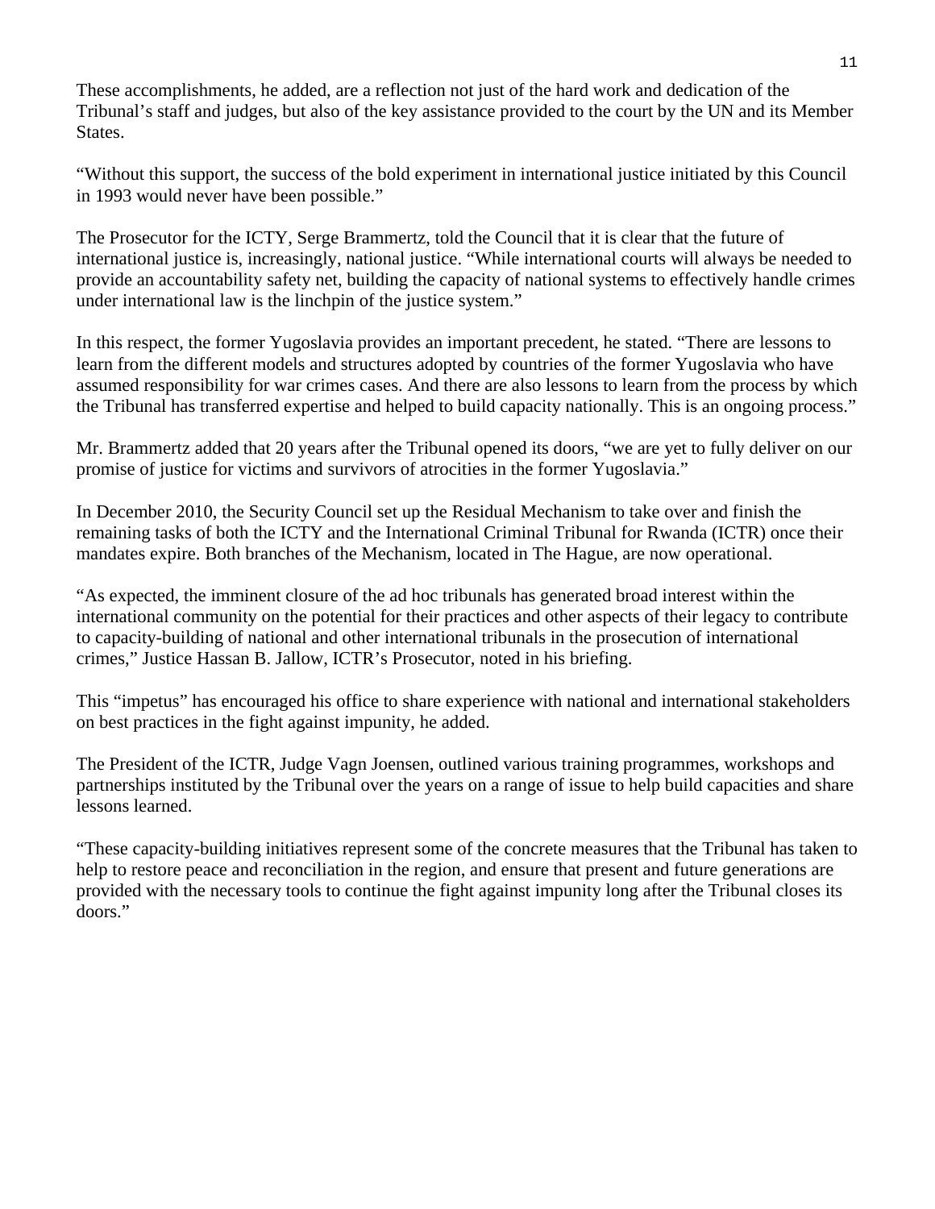These accomplishments, he added, are a reflection not just of the hard work and dedication of the Tribunal's staff and judges, but also of the key assistance provided to the court by the UN and its Member States.

"Without this support, the success of the bold experiment in international justice initiated by this Council in 1993 would never have been possible."

The Prosecutor for the ICTY, Serge Brammertz, told the Council that it is clear that the future of international justice is, increasingly, national justice. "While international courts will always be needed to provide an accountability safety net, building the capacity of national systems to effectively handle crimes under international law is the linchpin of the justice system."

In this respect, the former Yugoslavia provides an important precedent, he stated. "There are lessons to learn from the different models and structures adopted by countries of the former Yugoslavia who have assumed responsibility for war crimes cases. And there are also lessons to learn from the process by which the Tribunal has transferred expertise and helped to build capacity nationally. This is an ongoing process."

Mr. Brammertz added that 20 years after the Tribunal opened its doors, "we are yet to fully deliver on our promise of justice for victims and survivors of atrocities in the former Yugoslavia."

In December 2010, the Security Council set up the Residual Mechanism to take over and finish the remaining tasks of both the ICTY and the International Criminal Tribunal for Rwanda (ICTR) once their mandates expire. Both branches of the Mechanism, located in The Hague, are now operational.

"As expected, the imminent closure of the ad hoc tribunals has generated broad interest within the international community on the potential for their practices and other aspects of their legacy to contribute to capacity-building of national and other international tribunals in the prosecution of international crimes," Justice Hassan B. Jallow, ICTR's Prosecutor, noted in his briefing.

This "impetus" has encouraged his office to share experience with national and international stakeholders on best practices in the fight against impunity, he added.

The President of the ICTR, Judge Vagn Joensen, outlined various training programmes, workshops and partnerships instituted by the Tribunal over the years on a range of issue to help build capacities and share lessons learned.

"These capacity-building initiatives represent some of the concrete measures that the Tribunal has taken to help to restore peace and reconciliation in the region, and ensure that present and future generations are provided with the necessary tools to continue the fight against impunity long after the Tribunal closes its doors."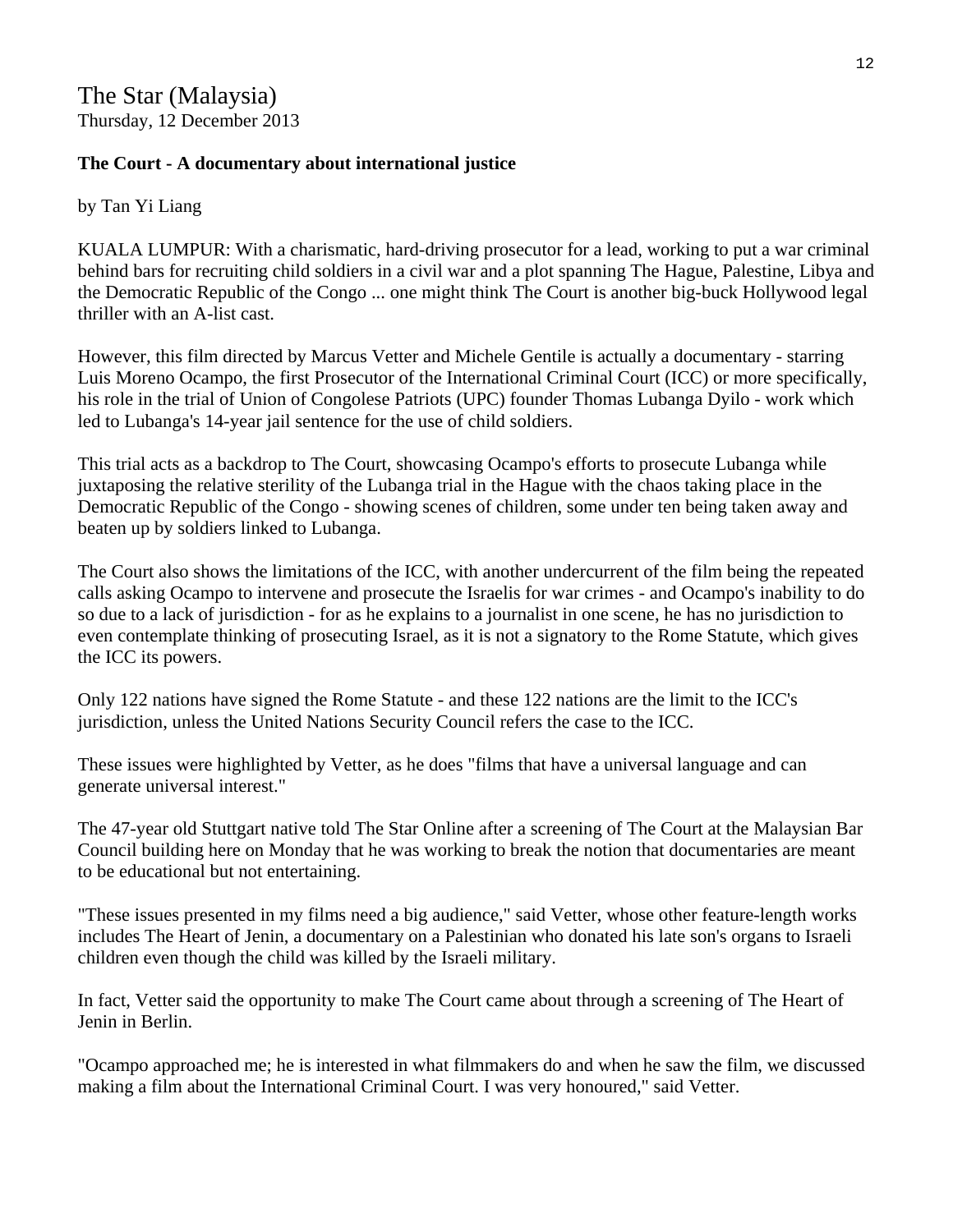## The Star (Malaysia)

Thursday, 12 December 2013

**The Court - A documentary about international justice**

by Tan Yi Liang

KUALA LUMPUR: With a charismatic, hard-driving prosecutor for a lead, working to put a war criminal behind bars for recruiting child soldiers in a civil war and a plot spanning The Hague, Palestine, Libya and the Democratic Republic of the Congo ... one might think The Court is another big-buck Hollywood legal thriller with an A-list cast.

However, this film directed by Marcus Vetter and Michele Gentile is actually a documentary - starring Luis Moreno Ocampo, the first Prosecutor of the International Criminal Court (ICC) or more specifically, his role in the trial of Union of Congolese Patriots (UPC) founder Thomas Lubanga Dyilo - work which led to Lubanga's 14-year jail sentence for the use of child soldiers.

This trial acts as a backdrop to The Court, showcasing Ocampo's efforts to prosecute Lubanga while juxtaposing the relative sterility of the Lubanga trial in the Hague with the chaos taking place in the Democratic Republic of the Congo - showing scenes of children, some under ten being taken away and beaten up by soldiers linked to Lubanga.

The Court also shows the limitations of the ICC, with another undercurrent of the film being the repeated calls asking Ocampo to intervene and prosecute the Israelis for war crimes - and Ocampo's inability to do so due to a lack of jurisdiction - for as he explains to a journalist in one scene, he has no jurisdiction to even contemplate thinking of prosecuting Israel, as it is not a signatory to the Rome Statute, which gives the ICC its powers.

Only 122 nations have signed the Rome Statute - and these 122 nations are the limit to the ICC's jurisdiction, unless the United Nations Security Council refers the case to the ICC.

These issues were highlighted by Vetter, as he does "films that have a universal language and can generate universal interest."

The 47-year old Stuttgart native told The Star Online after a screening of The Court at the Malaysian Bar Council building here on Monday that he was working to break the notion that documentaries are meant to be educational but not entertaining.

"These issues presented in my films need a big audience," said Vetter, whose other feature-length works includes The Heart of Jenin, a documentary on a Palestinian who donated his late son's organs to Israeli children even though the child was killed by the Israeli military.

In fact, Vetter said the opportunity to make The Court came about through a screening of The Heart of Jenin in Berlin.

"Ocampo approached me; he is interested in what filmmakers do and when he saw the film, we discussed making a film about the International Criminal Court. I was very honoured," said Vetter.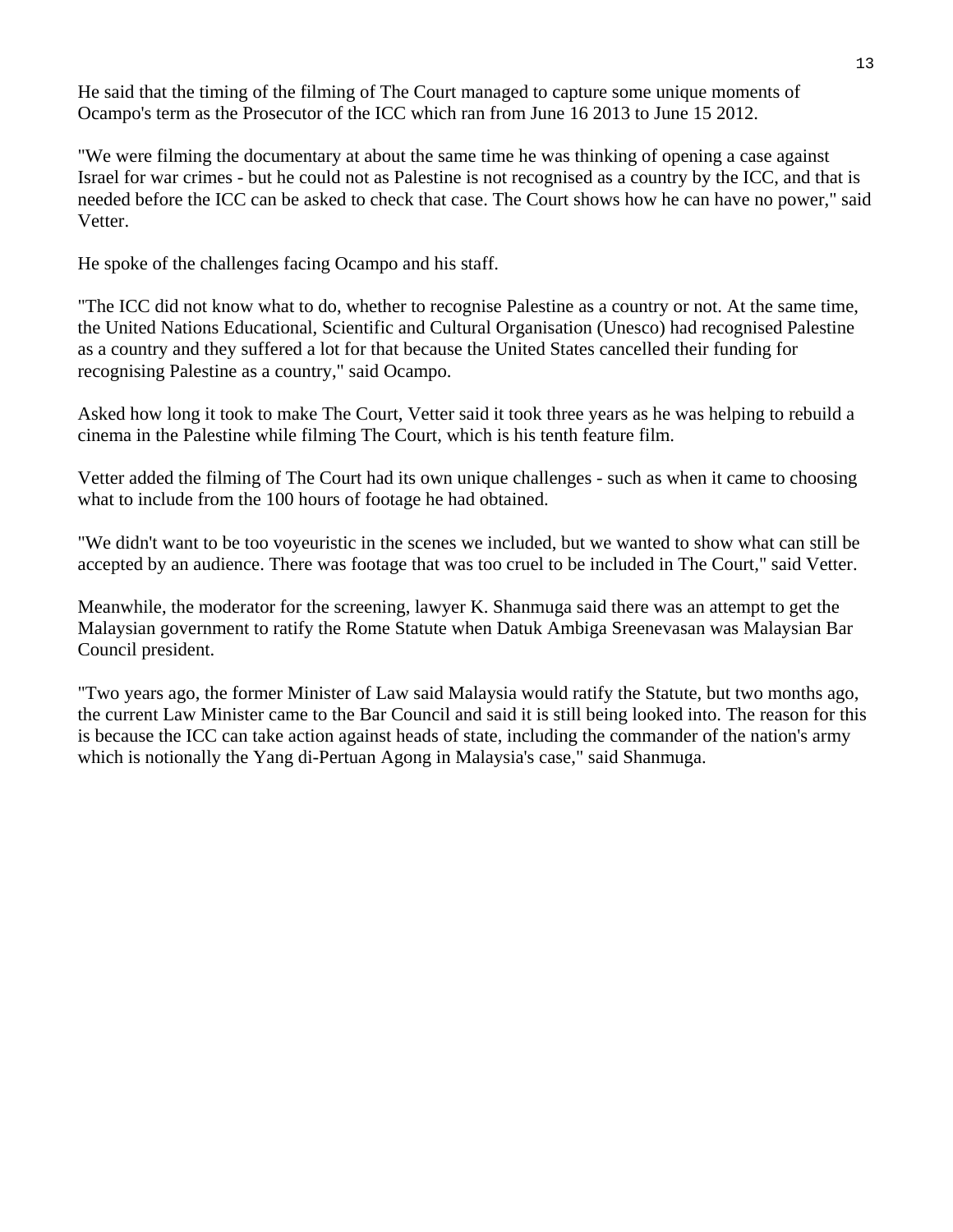He said that the timing of the filming of The Court managed to capture some unique moments of Ocampo's term as the Prosecutor of the ICC which ran from June 16 2013 to June 15 2012.

"We were filming the documentary at about the same time he was thinking of opening a case against Israel for war crimes - but he could not as Palestine is not recognised as a country by the ICC, and that is needed before the ICC can be asked to check that case. The Court shows how he can have no power," said Vetter.

He spoke of the challenges facing Ocampo and his staff.

"The ICC did not know what to do, whether to recognise Palestine as a country or not. At the same time, the United Nations Educational, Scientific and Cultural Organisation (Unesco) had recognised Palestine as a country and they suffered a lot for that because the United States cancelled their funding for recognising Palestine as a country," said Ocampo.

Asked how long it took to make The Court, Vetter said it took three years as he was helping to rebuild a cinema in the Palestine while filming The Court, which is his tenth feature film.

Vetter added the filming of The Court had its own unique challenges - such as when it came to choosing what to include from the 100 hours of footage he had obtained.

"We didn't want to be too voyeuristic in the scenes we included, but we wanted to show what can still be accepted by an audience. There was footage that was too cruel to be included in The Court," said Vetter.

Meanwhile, the moderator for the screening, lawyer K. Shanmuga said there was an attempt to get the Malaysian government to ratify the Rome Statute when Datuk Ambiga Sreenevasan was Malaysian Bar Council president.

"Two years ago, the former Minister of Law said Malaysia would ratify the Statute, but two months ago, the current Law Minister came to the Bar Council and said it is still being looked into. The reason for this is because the ICC can take action against heads of state, including the commander of the nation's army which is notionally the Yang di-Pertuan Agong in Malaysia's case," said Shanmuga.